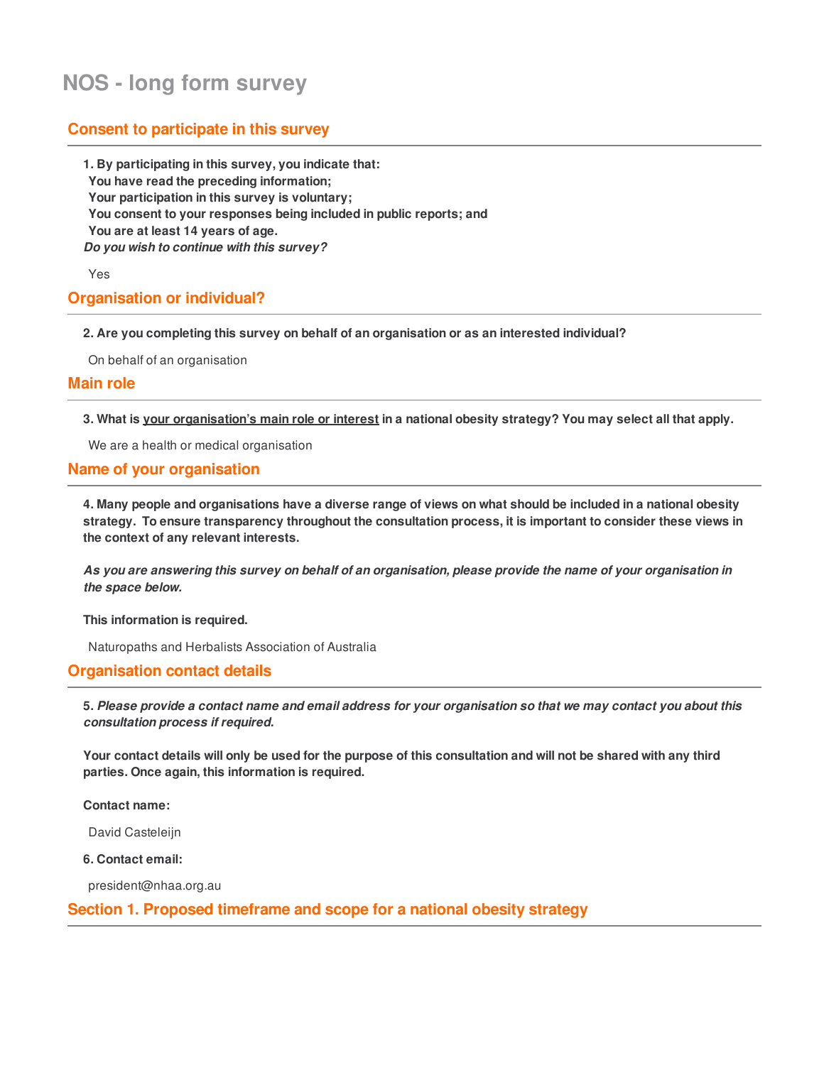# NOS - long form survey

## Consent to participate in this survey

**1. By participating in this survey, you indicate that:**
**You have read the preceding information;**
**Your participation in this survey is voluntary;**
**You consent to your responses being included in public reports; and**
**You are at least 14 years of age.**
***Do you wish to continue with this survey?***

Yes

## Organisation or individual?

**2. Are you completing this survey on behalf of an organisation or as an interested individual?**

On behalf of an organisation

## Main role

**3. What is your organisation's main role or interest in a national obesity strategy? You may select all that apply.**

We are a health or medical organisation

## Name of your organisation

**4. Many people and organisations have a diverse range of views on what should be included in a national obesity strategy. To ensure transparency throughout the consultation process, it is important to consider these views in the context of any relevant interests.**

***As you are answering this survey on behalf of an organisation, please provide the name of your organisation in the space below.***

**This information is required.**

Naturopaths and Herbalists Association of Australia

## Organisation contact details

**5. *Please provide a contact name and email address for your organisation so that we may contact you about this consultation process if required.***

**Your contact details will only be used for the purpose of this consultation and will not be shared with any third parties. Once again, this information is required.**

**Contact name:**

David Casteleijn

**6. Contact email:**

president@nhaa.org.au

## Section 1. Proposed timeframe and scope for a national obesity strategy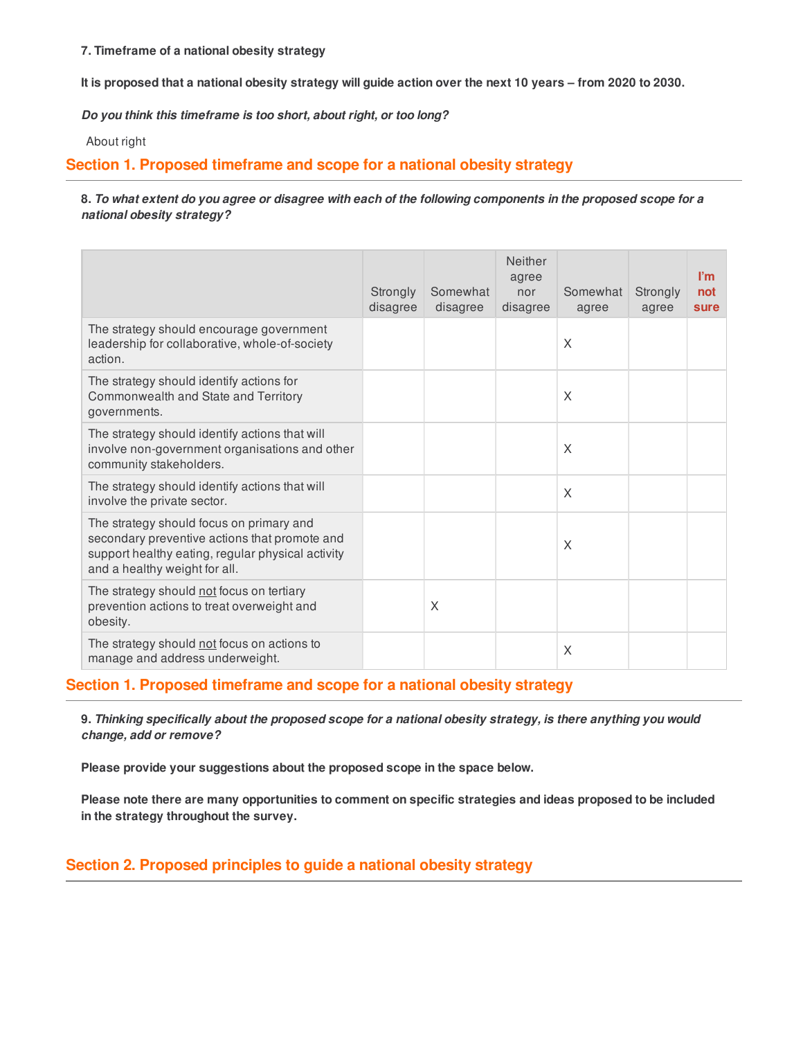**7. Timeframe of a national obesity strategy**

**It is proposed that a national obesity strategy will guide action over the next 10 years – from 2020 to 2030.**

***Do you think this timeframe is too short, about right, or too long?***

About right

## Section 1. Proposed timeframe and scope for a national obesity strategy

**8.** ***To what extent do you agree or disagree with each of the following components in the proposed scope for a national obesity strategy?***

| | Strongly disagree | Somewhat disagree | Neither agree nor disagree | Somewhat agree | Strongly agree | I'm not sure |
|---|---|---|---|---|---|---|
| The strategy should encourage government leadership for collaborative, whole-of-society action. | | | | X | | |
| The strategy should identify actions for Commonwealth and State and Territory governments. | | | | X | | |
| The strategy should identify actions that will involve non-government organisations and other community stakeholders. | | | | X | | |
| The strategy should identify actions that will involve the private sector. | | | | X | | |
| The strategy should focus on primary and secondary preventive actions that promote and support healthy eating, regular physical activity and a healthy weight for all. | | | | X | | |
| The strategy should not focus on tertiary prevention actions to treat overweight and obesity. | | X | | | | |
| The strategy should not focus on actions to manage and address underweight. | | | | X | | |

## Section 1. Proposed timeframe and scope for a national obesity strategy

**9.** ***Thinking specifically about the proposed scope for a national obesity strategy, is there anything you would change, add or remove?***

**Please provide your suggestions about the proposed scope in the space below.**

**Please note there are many opportunities to comment on specific strategies and ideas proposed to be included in the strategy throughout the survey.**

## Section 2. Proposed principles to guide a national obesity strategy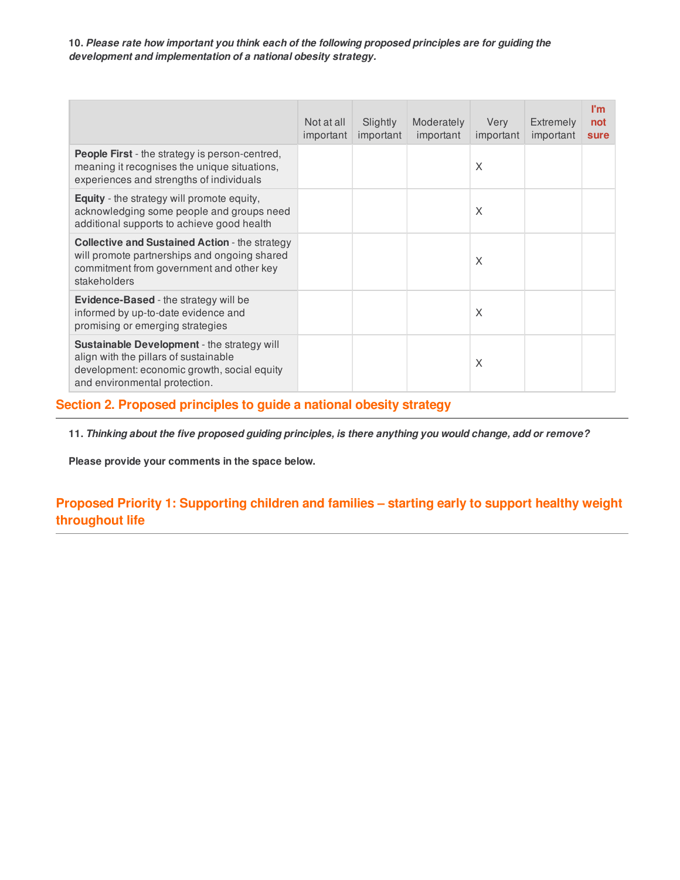**10.** ***Please rate how important you think each of the following proposed principles are for guiding the development and implementation of a national obesity strategy.***

| | Not at all important | Slightly important | Moderately important | Very important | Extremely important | I'm not sure |
|---|---|---|---|---|---|---|
| **People First** - the strategy is person-centred, meaning it recognises the unique situations, experiences and strengths of individuals | | | | X | | |
| **Equity** - the strategy will promote equity, acknowledging some people and groups need additional supports to achieve good health | | | | X | | |
| **Collective and Sustained Action** - the strategy will promote partnerships and ongoing shared commitment from government and other key stakeholders | | | | X | | |
| **Evidence-Based** - the strategy will be informed by up-to-date evidence and promising or emerging strategies | | | | X | | |
| **Sustainable Development** - the strategy will align with the pillars of sustainable development: economic growth, social equity and environmental protection. | | | | X | | |

## Section 2. Proposed principles to guide a national obesity strategy

**11.** ***Thinking about the five proposed guiding principles, is there anything you would change, add or remove?***

**Please provide your comments in the space below.**

## Proposed Priority 1: Supporting children and families – starting early to support healthy weight throughout life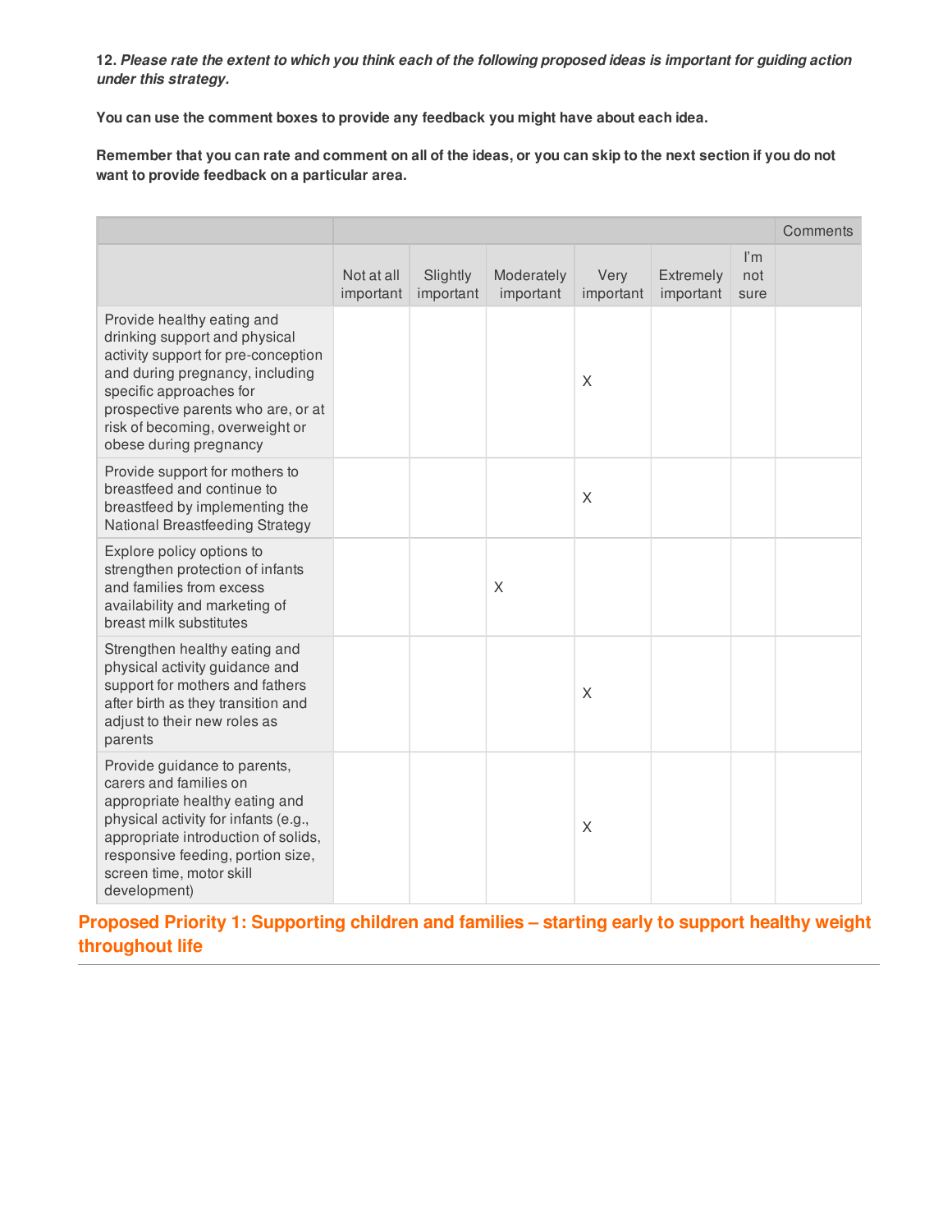**12.** ***Please rate the extent to which you think each of the following proposed ideas is important for guiding action under this strategy.***

**You can use the comment boxes to provide any feedback you might have about each idea.**

**Remember that you can rate and comment on all of the ideas, or you can skip to the next section if you do not want to provide feedback on a particular area.**

| | | | | | | | Comments |
|---|---|---|---|---|---|---|---|
| | Not at all important | Slightly important | Moderately important | Very important | Extremely important | I'm not sure | |
| Provide healthy eating and drinking support and physical activity support for pre-conception and during pregnancy, including specific approaches for prospective parents who are, or at risk of becoming, overweight or obese during pregnancy | | | | X | | | |
| Provide support for mothers to breastfeed and continue to breastfeed by implementing the National Breastfeeding Strategy | | | | X | | | |
| Explore policy options to strengthen protection of infants and families from excess availability and marketing of breast milk substitutes | | | X | | | | |
| Strengthen healthy eating and physical activity guidance and support for mothers and fathers after birth as they transition and adjust to their new roles as parents | | | | X | | | |
| Provide guidance to parents, carers and families on appropriate healthy eating and physical activity for infants (e.g., appropriate introduction of solids, responsive feeding, portion size, screen time, motor skill development) | | | | X | | | |

## Proposed Priority 1: Supporting children and families – starting early to support healthy weight throughout life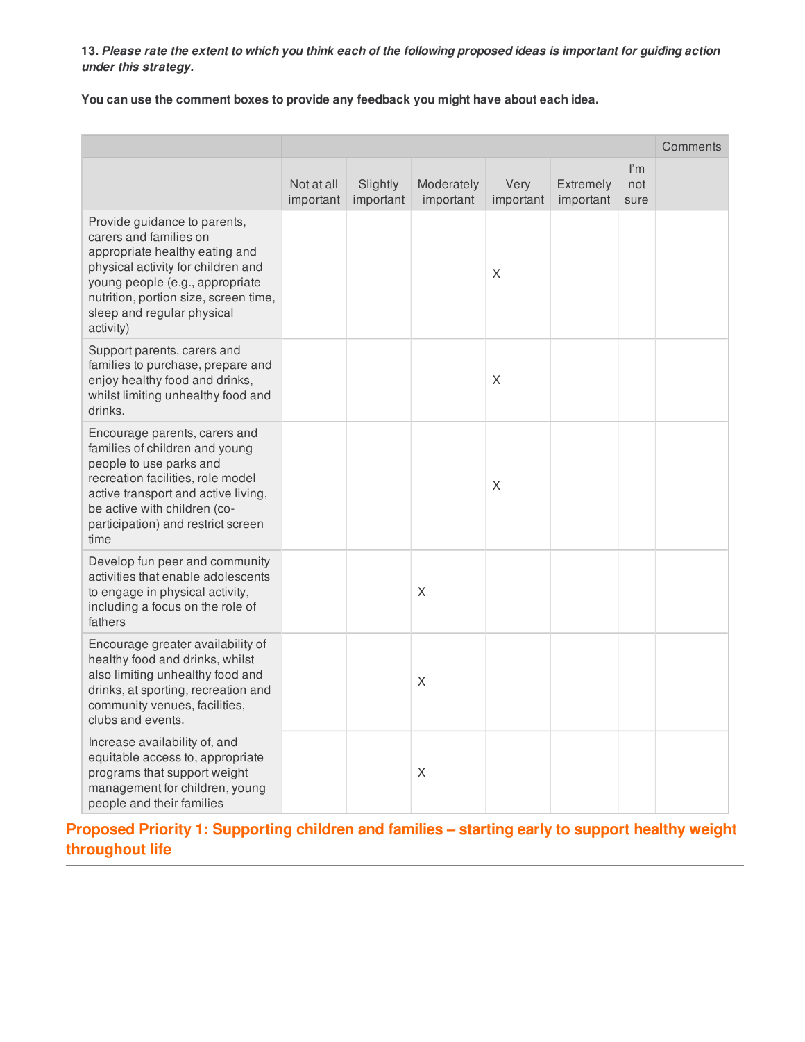**13. *Please rate the extent to which you think each of the following proposed ideas is important for guiding action under this strategy.***

**You can use the comment boxes to provide any feedback you might have about each idea.**

| | | | | | | | Comments |
|---|---|---|---|---|---|---|---|
| | Not at all important | Slightly important | Moderately important | Very important | Extremely important | I'm not sure | |
| Provide guidance to parents, carers and families on appropriate healthy eating and physical activity for children and young people (e.g., appropriate nutrition, portion size, screen time, sleep and regular physical activity) | | | | X | | | |
| Support parents, carers and families to purchase, prepare and enjoy healthy food and drinks, whilst limiting unhealthy food and drinks. | | | | X | | | |
| Encourage parents, carers and families of children and young people to use parks and recreation facilities, role model active transport and active living, be active with children (co-participation) and restrict screen time | | | | X | | | |
| Develop fun peer and community activities that enable adolescents to engage in physical activity, including a focus on the role of fathers | | | X | | | | |
| Encourage greater availability of healthy food and drinks, whilst also limiting unhealthy food and drinks, at sporting, recreation and community venues, facilities, clubs and events. | | | X | | | | |
| Increase availability of, and equitable access to, appropriate programs that support weight management for children, young people and their families | | | X | | | | |

## Proposed Priority 1: Supporting children and families – starting early to support healthy weight throughout life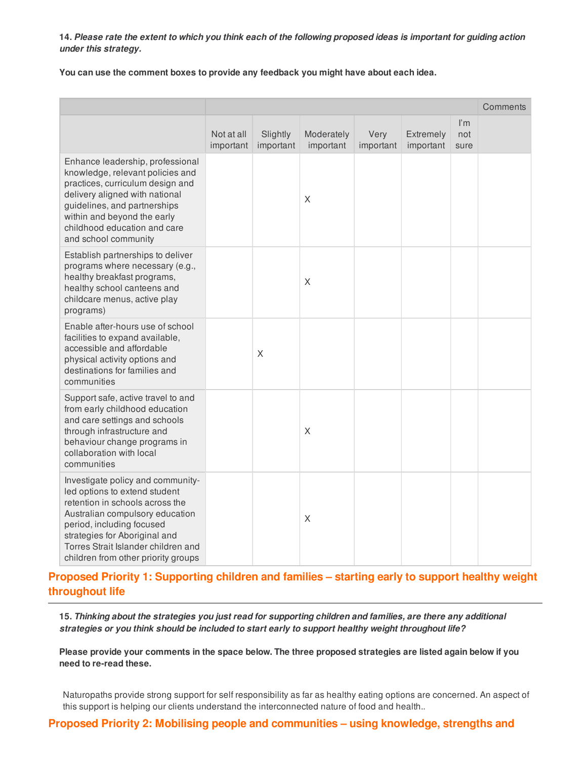**14.** ***Please rate the extent to which you think each of the following proposed ideas is important for guiding action under this strategy.***

**You can use the comment boxes to provide any feedback you might have about each idea.**

| | | | | | | | Comments |
|---|---|---|---|---|---|---|---|
| | Not at all important | Slightly important | Moderately important | Very important | Extremely important | I'm not sure | |
| Enhance leadership, professional knowledge, relevant policies and practices, curriculum design and delivery aligned with national guidelines, and partnerships within and beyond the early childhood education and care and school community | | | X | | | | |
| Establish partnerships to deliver programs where necessary (e.g., healthy breakfast programs, healthy school canteens and childcare menus, active play programs) | | | X | | | | |
| Enable after-hours use of school facilities to expand available, accessible and affordable physical activity options and destinations for families and communities | | X | | | | | |
| Support safe, active travel to and from early childhood education and care settings and schools through infrastructure and behaviour change programs in collaboration with local communities | | | X | | | | |
| Investigate policy and community-led options to extend student retention in schools across the Australian compulsory education period, including focused strategies for Aboriginal and Torres Strait Islander children and children from other priority groups | | | X | | | | |

## Proposed Priority 1: Supporting children and families – starting early to support healthy weight throughout life

**15.** ***Thinking about the strategies you just read for supporting children and families, are there any additional strategies or you think should be included to start early to support healthy weight throughout life?***

**Please provide your comments in the space below. The three proposed strategies are listed again below if you need to re-read these.**

Naturopaths provide strong support for self responsibility as far as healthy eating options are concerned. An aspect of this support is helping our clients understand the interconnected nature of food and health..

## Proposed Priority 2: Mobilising people and communities – using knowledge, strengths and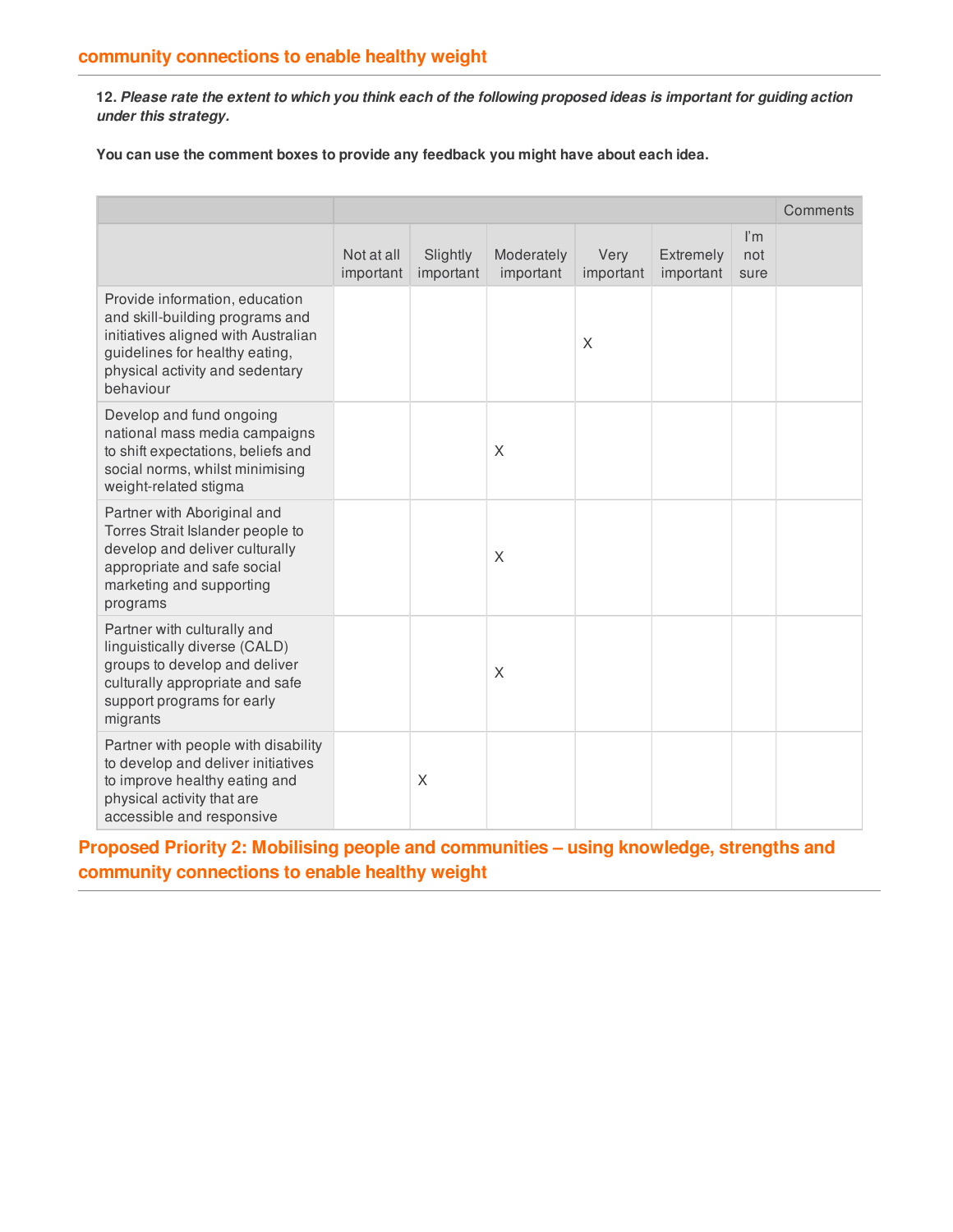community connections to enable healthy weight

**12.** ***Please rate the extent to which you think each of the following proposed ideas is important for guiding action under this strategy.***

**You can use the comment boxes to provide any feedback you might have about each idea.**

| | | | | | | | Comments |
|---|---|---|---|---|---|---|---|
| | Not at all important | Slightly important | Moderately important | Very important | Extremely important | I'm not sure | |
| Provide information, education and skill-building programs and initiatives aligned with Australian guidelines for healthy eating, physical activity and sedentary behaviour | | | | X | | | |
| Develop and fund ongoing national mass media campaigns to shift expectations, beliefs and social norms, whilst minimising weight-related stigma | | | X | | | | |
| Partner with Aboriginal and Torres Strait Islander people to develop and deliver culturally appropriate and safe social marketing and supporting programs | | | X | | | | |
| Partner with culturally and linguistically diverse (CALD) groups to develop and deliver culturally appropriate and safe support programs for early migrants | | | X | | | | |
| Partner with people with disability to develop and deliver initiatives to improve healthy eating and physical activity that are accessible and responsive | | X | | | | | |

## Proposed Priority 2: Mobilising people and communities – using knowledge, strengths and community connections to enable healthy weight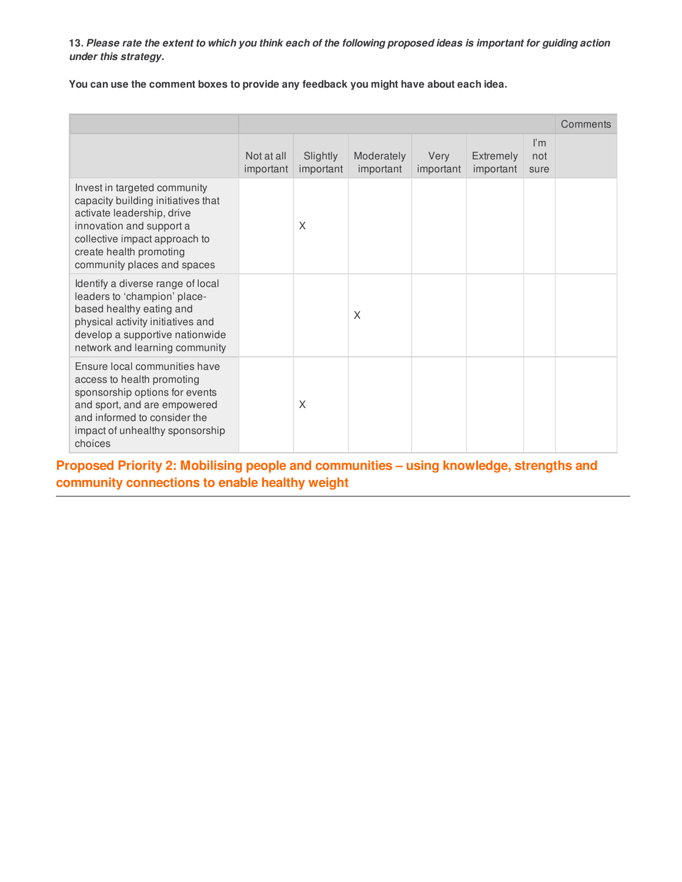**13.** ***Please rate the extent to which you think each of the following proposed ideas is important for guiding action under this strategy.***

**You can use the comment boxes to provide any feedback you might have about each idea.**

| | | | | | | | Comments |
|---|---|---|---|---|---|---|---|
| | Not at all important | Slightly important | Moderately important | Very important | Extremely important | I'm not sure | |
| Invest in targeted community capacity building initiatives that activate leadership, drive innovation and support a collective impact approach to create health promoting community places and spaces | | X | | | | | |
| Identify a diverse range of local leaders to 'champion' place-based healthy eating and physical activity initiatives and develop a supportive nationwide network and learning community | | | X | | | | |
| Ensure local communities have access to health promoting sponsorship options for events and sport, and are empowered and informed to consider the impact of unhealthy sponsorship choices | | X | | | | | |

## Proposed Priority 2: Mobilising people and communities – using knowledge, strengths and community connections to enable healthy weight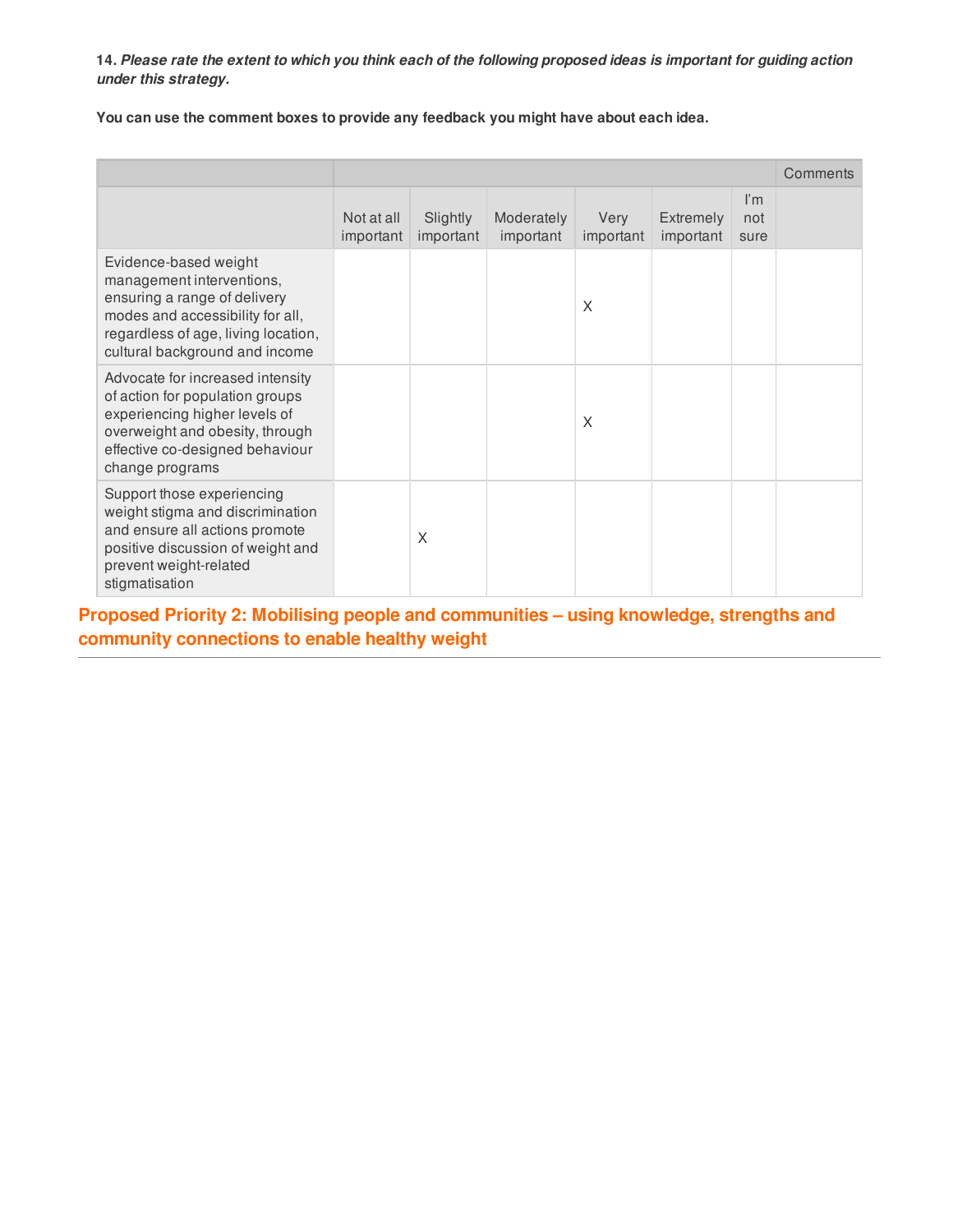**14.** ***Please rate the extent to which you think each of the following proposed ideas is important for guiding action under this strategy.***

**You can use the comment boxes to provide any feedback you might have about each idea.**

| | | | | | | | Comments |
|---|---|---|---|---|---|---|---|
| | Not at all important | Slightly important | Moderately important | Very important | Extremely important | I'm not sure | |
| Evidence-based weight management interventions, ensuring a range of delivery modes and accessibility for all, regardless of age, living location, cultural background and income | | | | X | | | |
| Advocate for increased intensity of action for population groups experiencing higher levels of overweight and obesity, through effective co-designed behaviour change programs | | | | X | | | |
| Support those experiencing weight stigma and discrimination and ensure all actions promote positive discussion of weight and prevent weight-related stigmatisation | | X | | | | | |

## Proposed Priority 2: Mobilising people and communities – using knowledge, strengths and community connections to enable healthy weight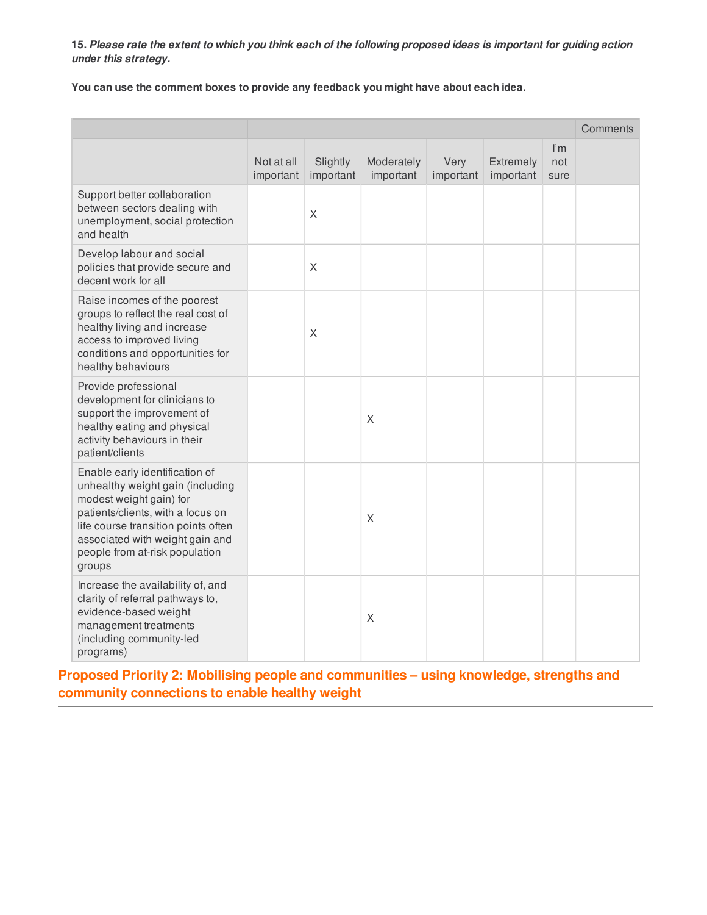**15.** ***Please rate the extent to which you think each of the following proposed ideas is important for guiding action under this strategy.***

**You can use the comment boxes to provide any feedback you might have about each idea.**

| | Not at all important | Slightly important | Moderately important | Very important | Extremely important | I'm not sure | Comments |
|---|---|---|---|---|---|---|---|
| Support better collaboration between sectors dealing with unemployment, social protection and health | | X | | | | | |
| Develop labour and social policies that provide secure and decent work for all | | X | | | | | |
| Raise incomes of the poorest groups to reflect the real cost of healthy living and increase access to improved living conditions and opportunities for healthy behaviours | | X | | | | | |
| Provide professional development for clinicians to support the improvement of healthy eating and physical activity behaviours in their patient/clients | | | X | | | | |
| Enable early identification of unhealthy weight gain (including modest weight gain) for patients/clients, with a focus on life course transition points often associated with weight gain and people from at-risk population groups | | | X | | | | |
| Increase the availability of, and clarity of referral pathways to, evidence-based weight management treatments (including community-led programs) | | | X | | | | |

## Proposed Priority 2: Mobilising people and communities – using knowledge, strengths and community connections to enable healthy weight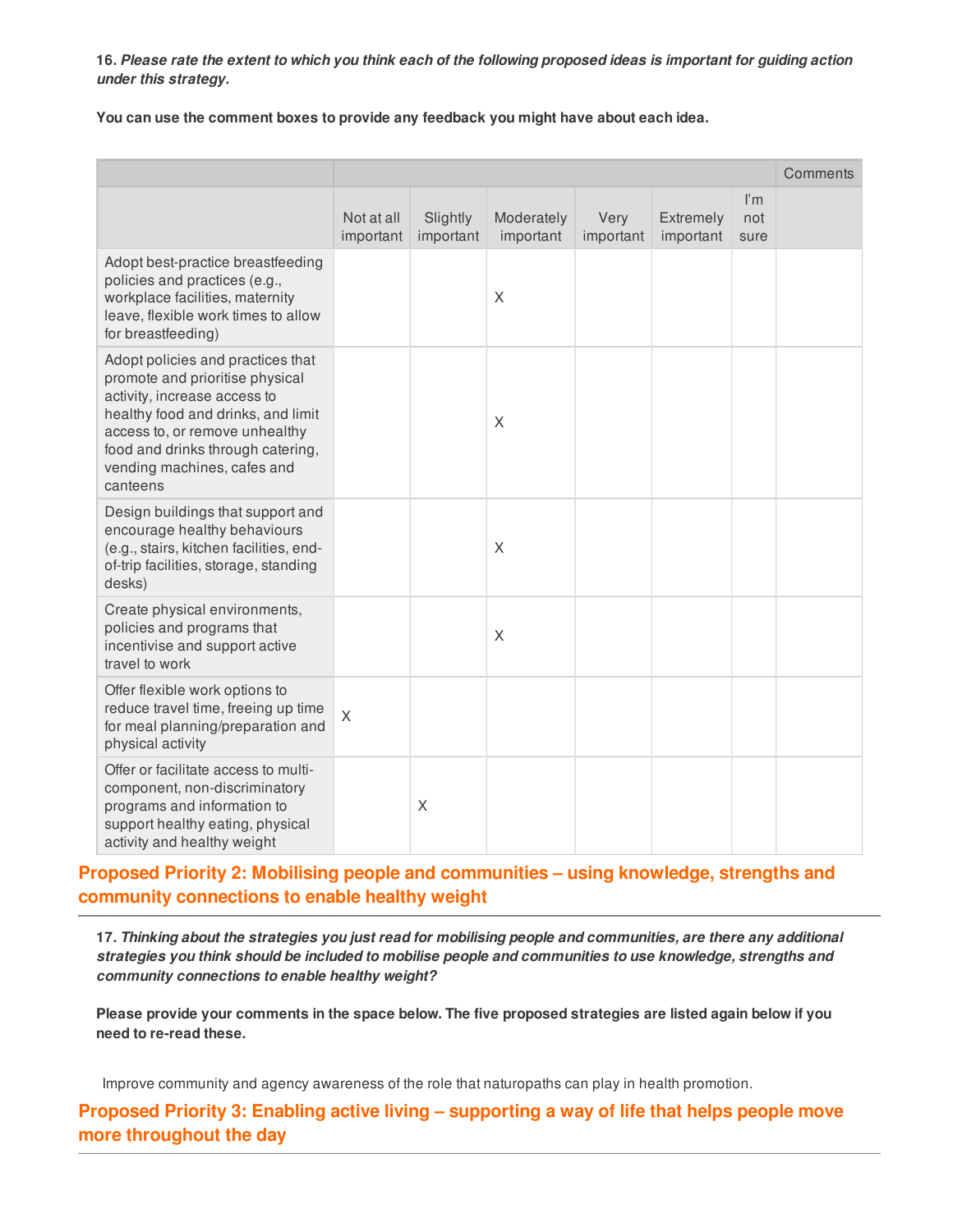**16.** ***Please rate the extent to which you think each of the following proposed ideas is important for guiding action under this strategy.***

**You can use the comment boxes to provide any feedback you might have about each idea.**

| | | | | | | | Comments |
|---|---|---|---|---|---|---|---|
| | Not at all important | Slightly important | Moderately important | Very important | Extremely important | I'm not sure | |
| Adopt best-practice breastfeeding policies and practices (e.g., workplace facilities, maternity leave, flexible work times to allow for breastfeeding) | | | X | | | | |
| Adopt policies and practices that promote and prioritise physical activity, increase access to healthy food and drinks, and limit access to, or remove unhealthy food and drinks through catering, vending machines, cafes and canteens | | | X | | | | |
| Design buildings that support and encourage healthy behaviours (e.g., stairs, kitchen facilities, end-of-trip facilities, storage, standing desks) | | | X | | | | |
| Create physical environments, policies and programs that incentivise and support active travel to work | | | X | | | | |
| Offer flexible work options to reduce travel time, freeing up time for meal planning/preparation and physical activity | X | | | | | | |
| Offer or facilitate access to multi-component, non-discriminatory programs and information to support healthy eating, physical activity and healthy weight | | X | | | | | |

## Proposed Priority 2: Mobilising people and communities – using knowledge, strengths and community connections to enable healthy weight

**17.** ***Thinking about the strategies you just read for mobilising people and communities, are there any additional strategies you think should be included to mobilise people and communities to use knowledge, strengths and community connections to enable healthy weight?***

**Please provide your comments in the space below. The five proposed strategies are listed again below if you need to re-read these.**

Improve community and agency awareness of the role that naturopaths can play in health promotion.

## Proposed Priority 3: Enabling active living – supporting a way of life that helps people move more throughout the day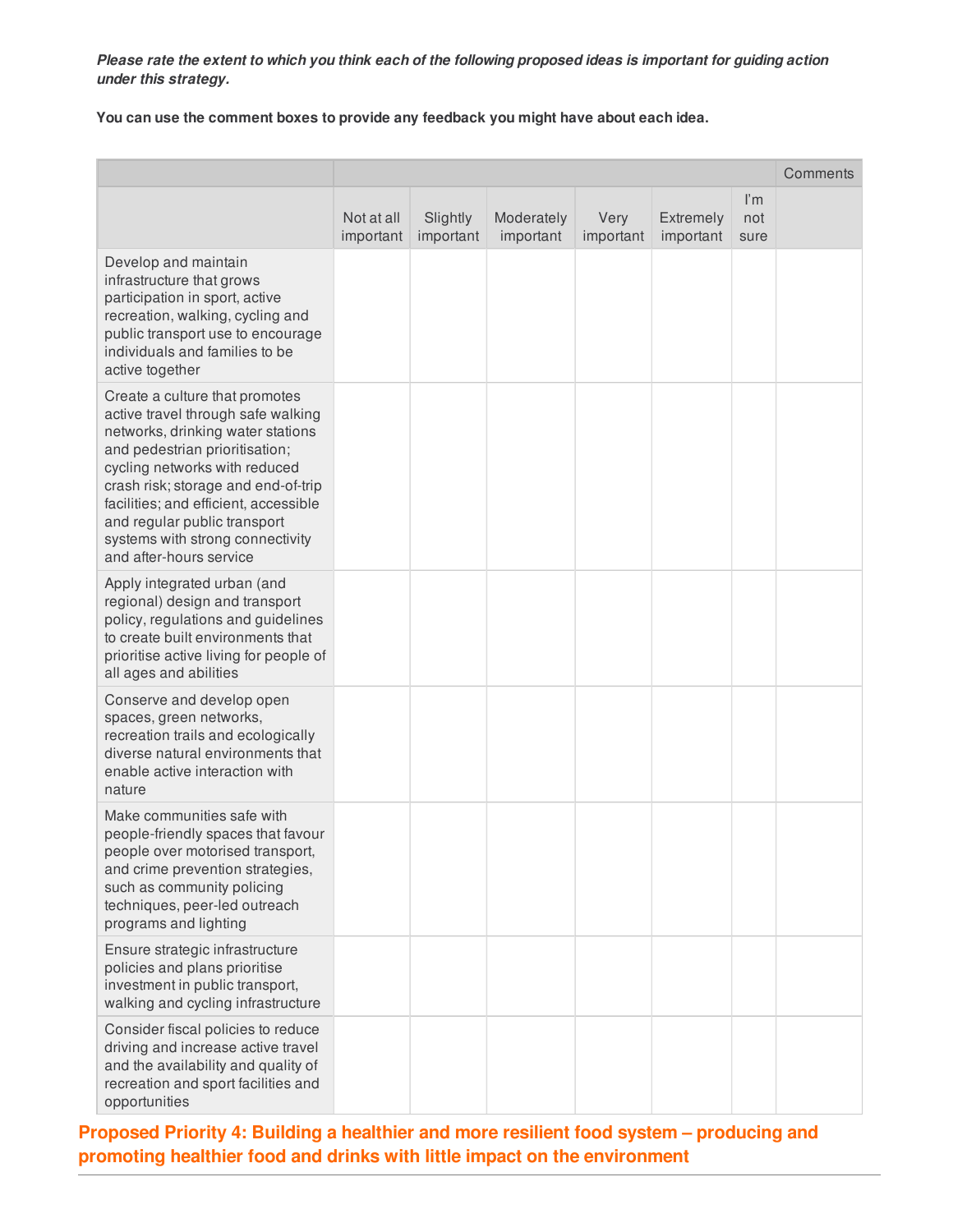***Please rate the extent to which you think each of the following proposed ideas is important for guiding action under this strategy.***

**You can use the comment boxes to provide any feedback you might have about each idea.**

| | | | | | | | Comments |
|---|---|---|---|---|---|---|---|
| | Not at all important | Slightly important | Moderately important | Very important | Extremely important | I'm not sure | |
| Develop and maintain infrastructure that grows participation in sport, active recreation, walking, cycling and public transport use to encourage individuals and families to be active together | | | | | | | |
| Create a culture that promotes active travel through safe walking networks, drinking water stations and pedestrian prioritisation; cycling networks with reduced crash risk; storage and end-of-trip facilities; and efficient, accessible and regular public transport systems with strong connectivity and after-hours service | | | | | | | |
| Apply integrated urban (and regional) design and transport policy, regulations and guidelines to create built environments that prioritise active living for people of all ages and abilities | | | | | | | |
| Conserve and develop open spaces, green networks, recreation trails and ecologically diverse natural environments that enable active interaction with nature | | | | | | | |
| Make communities safe with people-friendly spaces that favour people over motorised transport, and crime prevention strategies, such as community policing techniques, peer-led outreach programs and lighting | | | | | | | |
| Ensure strategic infrastructure policies and plans prioritise investment in public transport, walking and cycling infrastructure | | | | | | | |
| Consider fiscal policies to reduce driving and increase active travel and the availability and quality of recreation and sport facilities and opportunities | | | | | | | |

## Proposed Priority 4: Building a healthier and more resilient food system – producing and promoting healthier food and drinks with little impact on the environment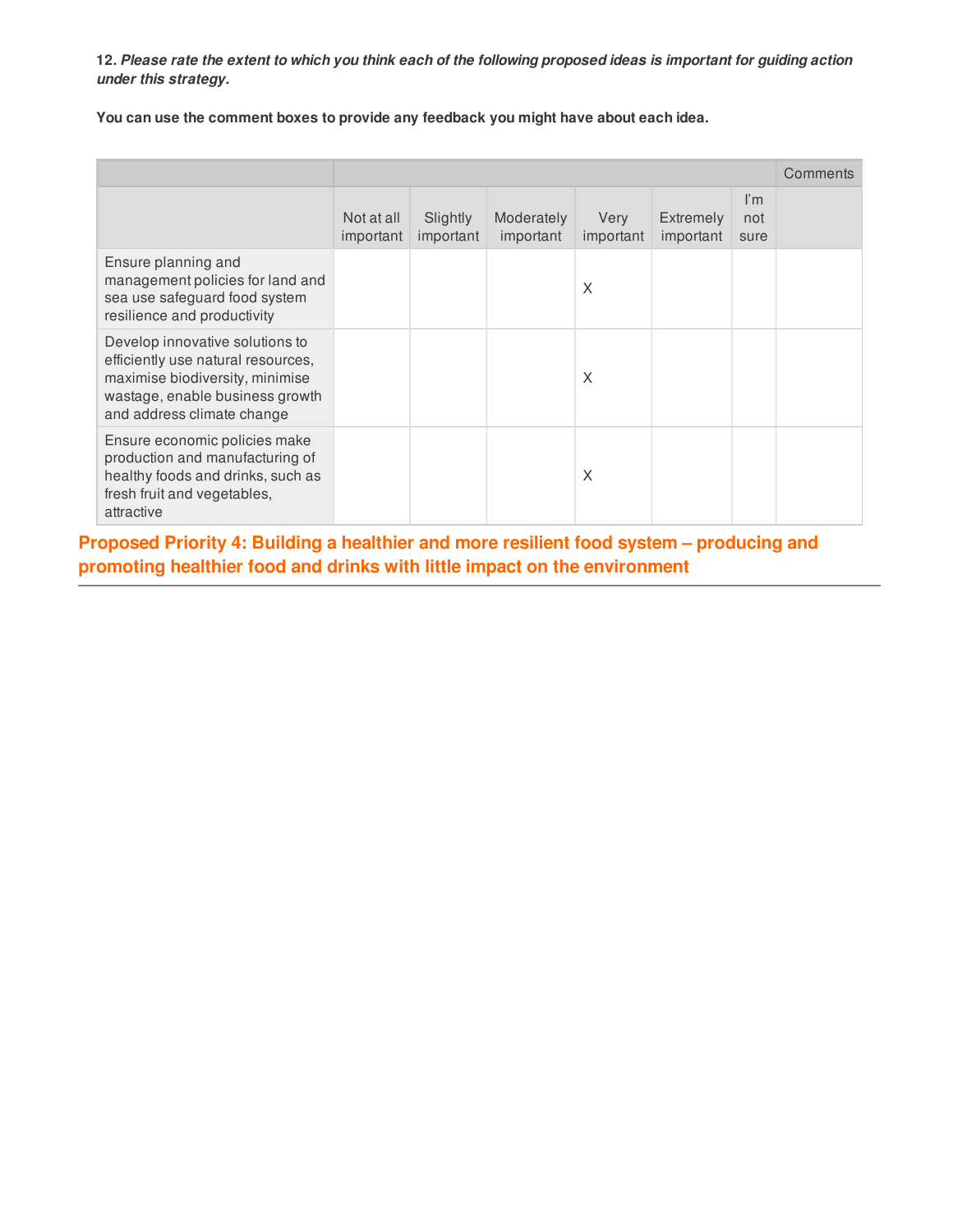**12.** ***Please rate the extent to which you think each of the following proposed ideas is important for guiding action under this strategy.***

**You can use the comment boxes to provide any feedback you might have about each idea.**

| | | | | | | | Comments |
|---|---|---|---|---|---|---|---|
| | Not at all important | Slightly important | Moderately important | Very important | Extremely important | I'm not sure | |
| Ensure planning and management policies for land and sea use safeguard food system resilience and productivity | | | | X | | | |
| Develop innovative solutions to efficiently use natural resources, maximise biodiversity, minimise wastage, enable business growth and address climate change | | | | X | | | |
| Ensure economic policies make production and manufacturing of healthy foods and drinks, such as fresh fruit and vegetables, attractive | | | | X | | | |

## Proposed Priority 4: Building a healthier and more resilient food system – producing and promoting healthier food and drinks with little impact on the environment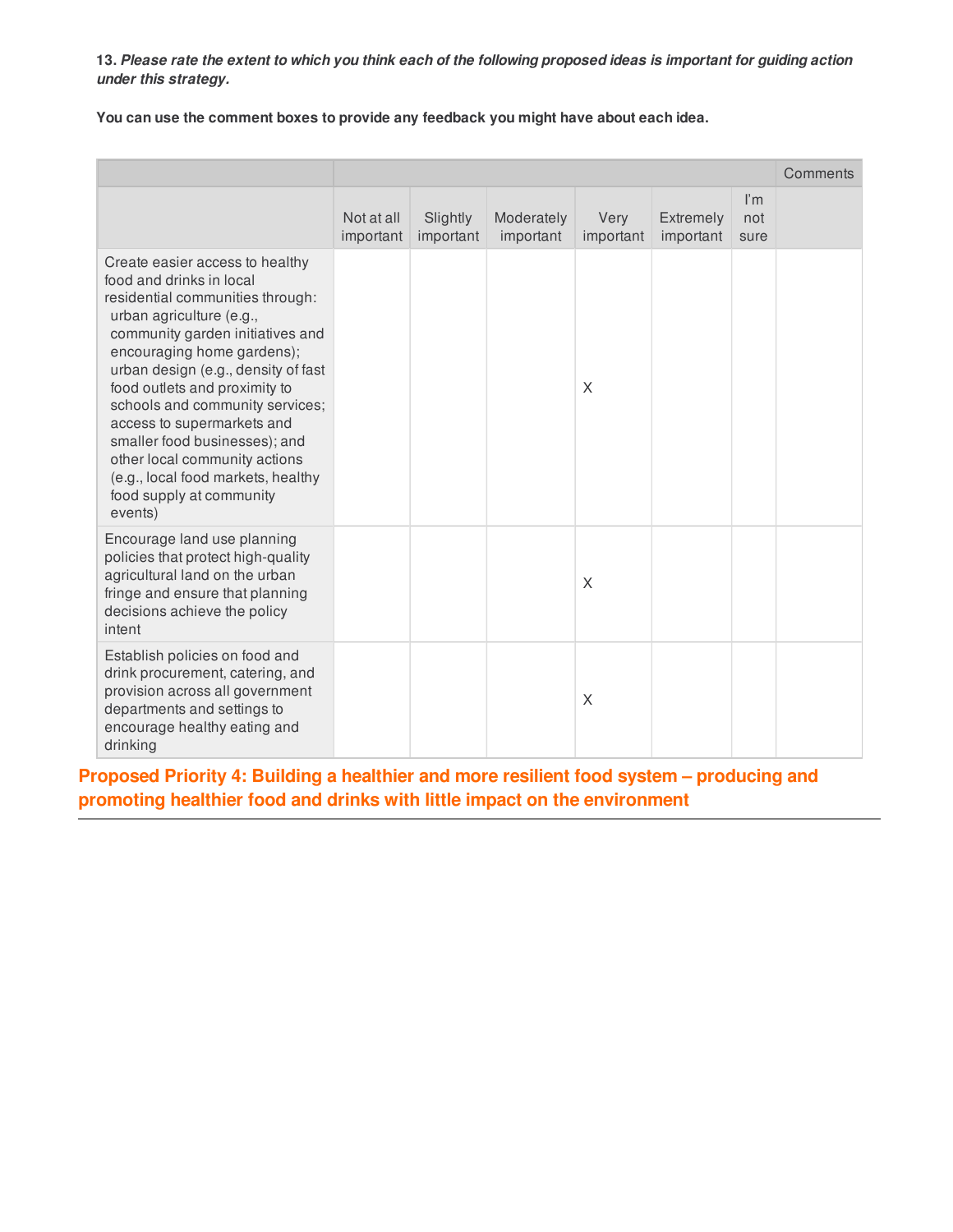**13.** ***Please rate the extent to which you think each of the following proposed ideas is important for guiding action under this strategy.***

**You can use the comment boxes to provide any feedback you might have about each idea.**

| | | | | | | | Comments |
|---|---|---|---|---|---|---|---|
| | Not at all important | Slightly important | Moderately important | Very important | Extremely important | I'm not sure | |
| Create easier access to healthy food and drinks in local residential communities through: urban agriculture (e.g., community garden initiatives and encouraging home gardens); urban design (e.g., density of fast food outlets and proximity to schools and community services; access to supermarkets and smaller food businesses); and other local community actions (e.g., local food markets, healthy food supply at community events) | | | | X | | | |
| Encourage land use planning policies that protect high-quality agricultural land on the urban fringe and ensure that planning decisions achieve the policy intent | | | | X | | | |
| Establish policies on food and drink procurement, catering, and provision across all government departments and settings to encourage healthy eating and drinking | | | | X | | | |

## Proposed Priority 4: Building a healthier and more resilient food system – producing and promoting healthier food and drinks with little impact on the environment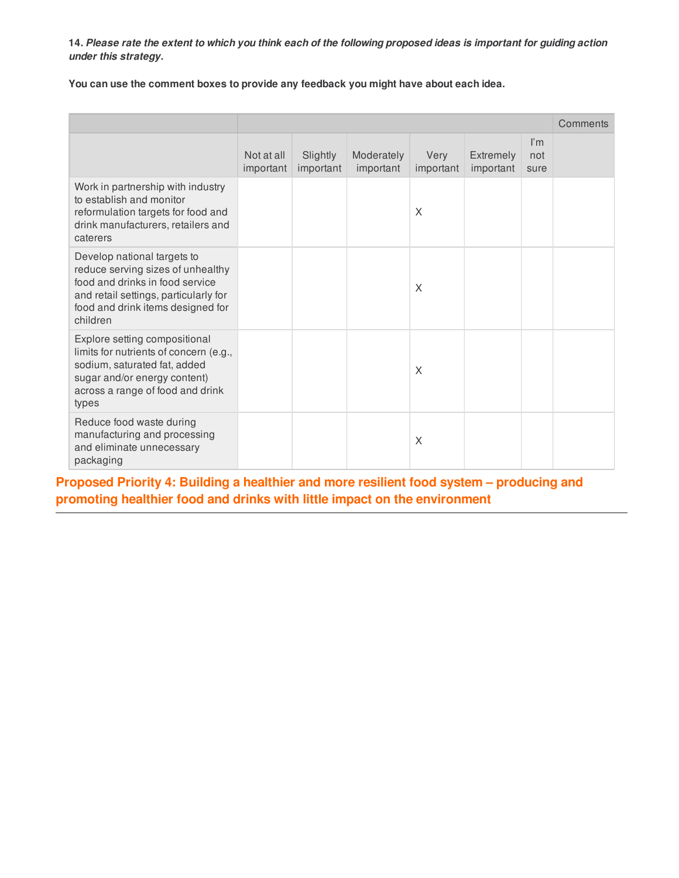**14.** ***Please rate the extent to which you think each of the following proposed ideas is important for guiding action under this strategy.***

**You can use the comment boxes to provide any feedback you might have about each idea.**

| | | | | | | | Comments |
|---|---|---|---|---|---|---|---|
| | Not at all important | Slightly important | Moderately important | Very important | Extremely important | I'm not sure | |
| Work in partnership with industry to establish and monitor reformulation targets for food and drink manufacturers, retailers and caterers | | | | X | | | |
| Develop national targets to reduce serving sizes of unhealthy food and drinks in food service and retail settings, particularly for food and drink items designed for children | | | | X | | | |
| Explore setting compositional limits for nutrients of concern (e.g., sodium, saturated fat, added sugar and/or energy content) across a range of food and drink types | | | | X | | | |
| Reduce food waste during manufacturing and processing and eliminate unnecessary packaging | | | | X | | | |

## Proposed Priority 4: Building a healthier and more resilient food system – producing and promoting healthier food and drinks with little impact on the environment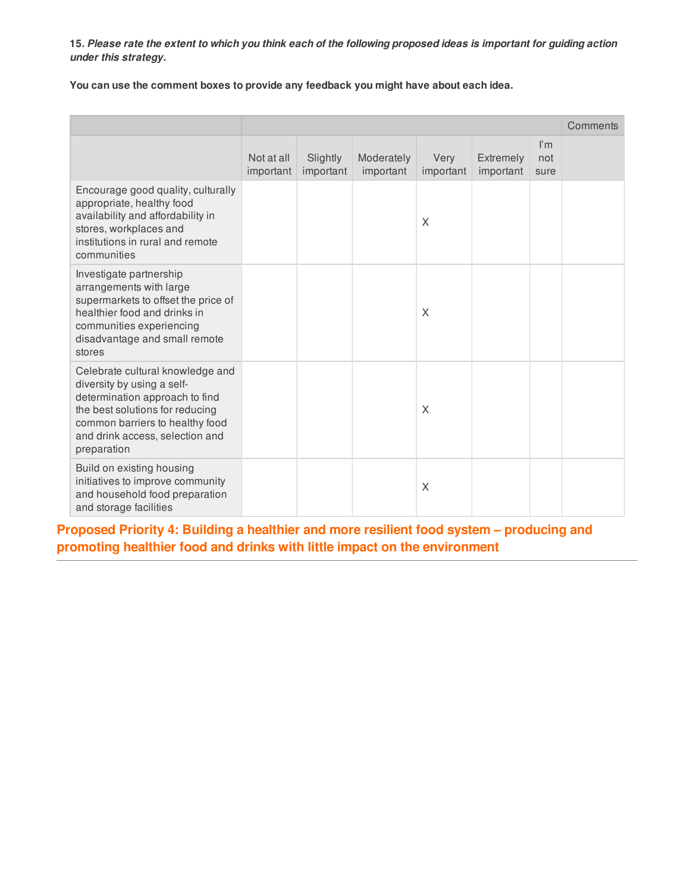**15.** ***Please rate the extent to which you think each of the following proposed ideas is important for guiding action under this strategy.***

**You can use the comment boxes to provide any feedback you might have about each idea.**

| | Not at all important | Slightly important | Moderately important | Very important | Extremely important | I'm not sure | Comments |
|---|---|---|---|---|---|---|---|
| Encourage good quality, culturally appropriate, healthy food availability and affordability in stores, workplaces and institutions in rural and remote communities | | | | X | | | |
| Investigate partnership arrangements with large supermarkets to offset the price of healthier food and drinks in communities experiencing disadvantage and small remote stores | | | | X | | | |
| Celebrate cultural knowledge and diversity by using a self-determination approach to find the best solutions for reducing common barriers to healthy food and drink access, selection and preparation | | | | X | | | |
| Build on existing housing initiatives to improve community and household food preparation and storage facilities | | | | X | | | |

## Proposed Priority 4: Building a healthier and more resilient food system – producing and promoting healthier food and drinks with little impact on the environment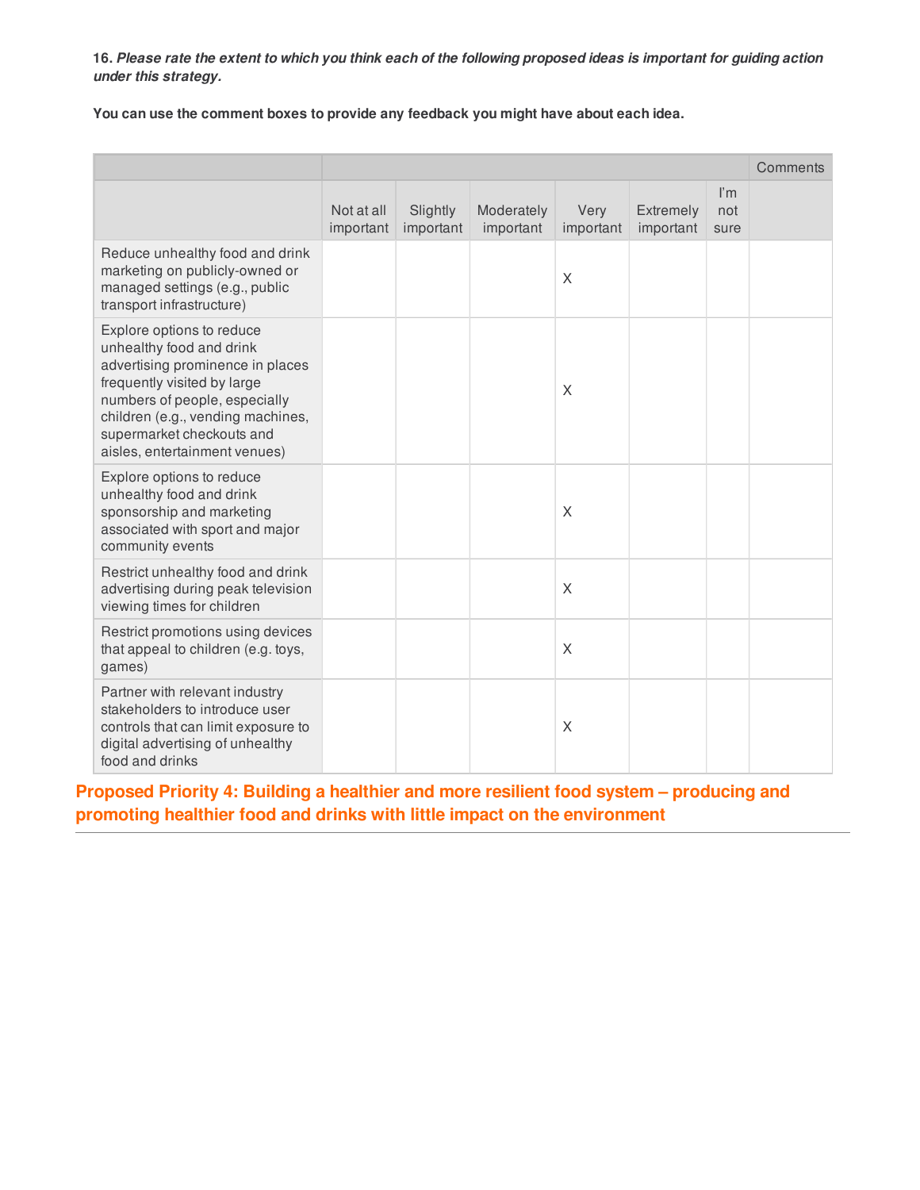**16.** ***Please rate the extent to which you think each of the following proposed ideas is important for guiding action under this strategy.***

**You can use the comment boxes to provide any feedback you might have about each idea.**

| | | | | | | | Comments |
|---|---|---|---|---|---|---|---|
| | Not at all important | Slightly important | Moderately important | Very important | Extremely important | I'm not sure | |
| Reduce unhealthy food and drink marketing on publicly-owned or managed settings (e.g., public transport infrastructure) | | | | X | | | |
| Explore options to reduce unhealthy food and drink advertising prominence in places frequently visited by large numbers of people, especially children (e.g., vending machines, supermarket checkouts and aisles, entertainment venues) | | | | X | | | |
| Explore options to reduce unhealthy food and drink sponsorship and marketing associated with sport and major community events | | | | X | | | |
| Restrict unhealthy food and drink advertising during peak television viewing times for children | | | | X | | | |
| Restrict promotions using devices that appeal to children (e.g. toys, games) | | | | X | | | |
| Partner with relevant industry stakeholders to introduce user controls that can limit exposure to digital advertising of unhealthy food and drinks | | | | X | | | |

## Proposed Priority 4: Building a healthier and more resilient food system – producing and promoting healthier food and drinks with little impact on the environment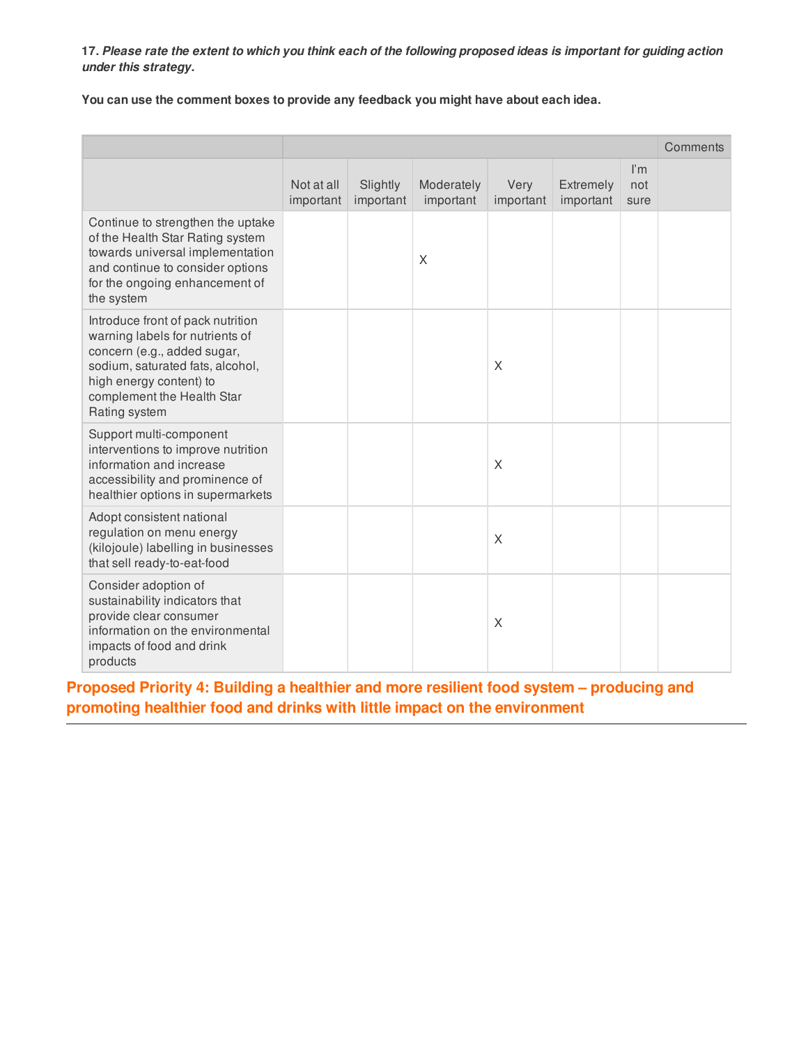**17.** ***Please rate the extent to which you think each of the following proposed ideas is important for guiding action under this strategy.***

**You can use the comment boxes to provide any feedback you might have about each idea.**

| | Not at all important | Slightly important | Moderately important | Very important | Extremely important | I'm not sure | Comments |
|---|---|---|---|---|---|---|---|
| Continue to strengthen the uptake of the Health Star Rating system towards universal implementation and continue to consider options for the ongoing enhancement of the system | | | X | | | | |
| Introduce front of pack nutrition warning labels for nutrients of concern (e.g., added sugar, sodium, saturated fats, alcohol, high energy content) to complement the Health Star Rating system | | | | X | | | |
| Support multi-component interventions to improve nutrition information and increase accessibility and prominence of healthier options in supermarkets | | | | X | | | |
| Adopt consistent national regulation on menu energy (kilojoule) labelling in businesses that sell ready-to-eat-food | | | | X | | | |
| Consider adoption of sustainability indicators that provide clear consumer information on the environmental impacts of food and drink products | | | | X | | | |

## Proposed Priority 4: Building a healthier and more resilient food system – producing and promoting healthier food and drinks with little impact on the environment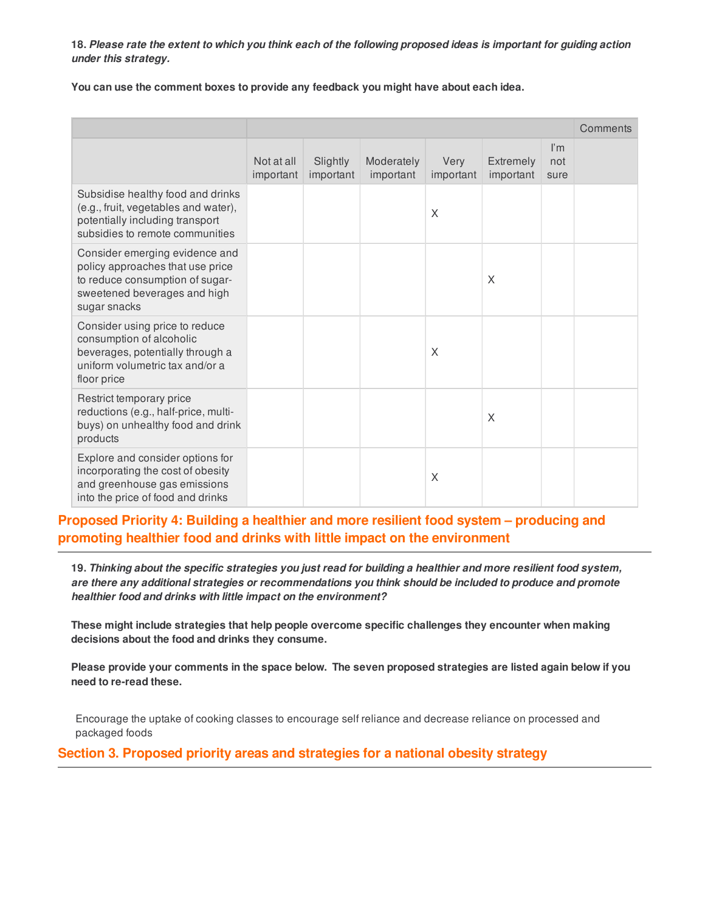**18.** ***Please rate the extent to which you think each of the following proposed ideas is important for guiding action under this strategy.***

**You can use the comment boxes to provide any feedback you might have about each idea.**

| | | | | | | | Comments |
|---|---|---|---|---|---|---|---|
| | Not at all important | Slightly important | Moderately important | Very important | Extremely important | I'm not sure | |
| Subsidise healthy food and drinks (e.g., fruit, vegetables and water), potentially including transport subsidies to remote communities | | | | X | | | |
| Consider emerging evidence and policy approaches that use price to reduce consumption of sugar-sweetened beverages and high sugar snacks | | | | | X | | |
| Consider using price to reduce consumption of alcoholic beverages, potentially through a uniform volumetric tax and/or a floor price | | | | X | | | |
| Restrict temporary price reductions (e.g., half-price, multi-buys) on unhealthy food and drink products | | | | | X | | |
| Explore and consider options for incorporating the cost of obesity and greenhouse gas emissions into the price of food and drinks | | | | X | | | |

## Proposed Priority 4: Building a healthier and more resilient food system – producing and promoting healthier food and drinks with little impact on the environment

**19.** ***Thinking about the specific strategies you just read for building a healthier and more resilient food system, are there any additional strategies or recommendations you think should be included to produce and promote healthier food and drinks with little impact on the environment?***

**These might include strategies that help people overcome specific challenges they encounter when making decisions about the food and drinks they consume.**

**Please provide your comments in the space below. The seven proposed strategies are listed again below if you need to re-read these.**

Encourage the uptake of cooking classes to encourage self reliance and decrease reliance on processed and packaged foods

## Section 3. Proposed priority areas and strategies for a national obesity strategy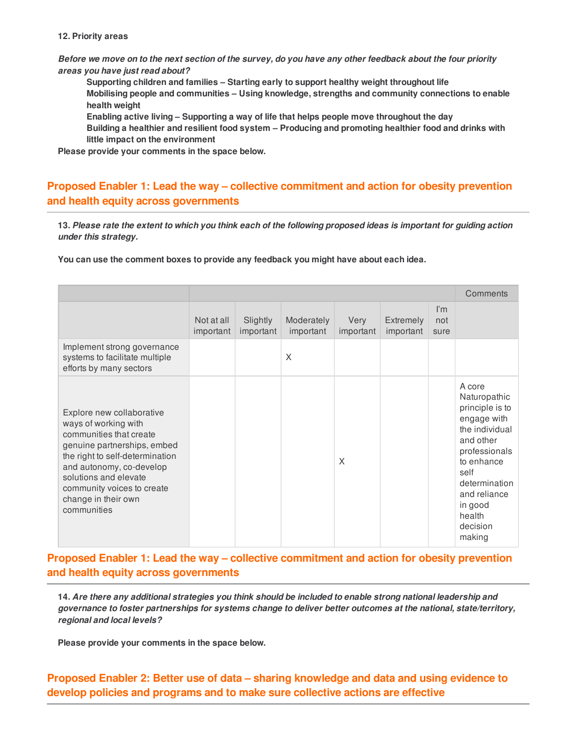**12. Priority areas**

***Before we move on to the next section of the survey, do you have any other feedback about the four priority areas you have just read about?***

**Supporting children and families – Starting early to support healthy weight throughout life**
**Mobilising people and communities – Using knowledge, strengths and community connections to enable health weight**
**Enabling active living – Supporting a way of life that helps people move throughout the day**
**Building a healthier and resilient food system – Producing and promoting healthier food and drinks with little impact on the environment**

**Please provide your comments in the space below.**

## Proposed Enabler 1: Lead the way – collective commitment and action for obesity prevention and health equity across governments

**13.** ***Please rate the extent to which you think each of the following proposed ideas is important for guiding action under this strategy.***

**You can use the comment boxes to provide any feedback you might have about each idea.**

| | | | | | | | Comments |
|---|---|---|---|---|---|---|---|
| | Not at all important | Slightly important | Moderately important | Very important | Extremely important | I'm not sure | |
| Implement strong governance systems to facilitate multiple efforts by many sectors | | | X | | | | |
| Explore new collaborative ways of working with communities that create genuine partnerships, embed the right to self-determination and autonomy, co-develop solutions and elevate community voices to create change in their own communities | | | | X | | | A core Naturopathic principle is to engage with the individual and other professionals to enhance self determination and reliance in good health decision making |

## Proposed Enabler 1: Lead the way – collective commitment and action for obesity prevention and health equity across governments

**14.** ***Are there any additional strategies you think should be included to enable strong national leadership and governance to foster partnerships for systems change to deliver better outcomes at the national, state/territory, regional and local levels?***

**Please provide your comments in the space below.**

## Proposed Enabler 2: Better use of data – sharing knowledge and data and using evidence to develop policies and programs and to make sure collective actions are effective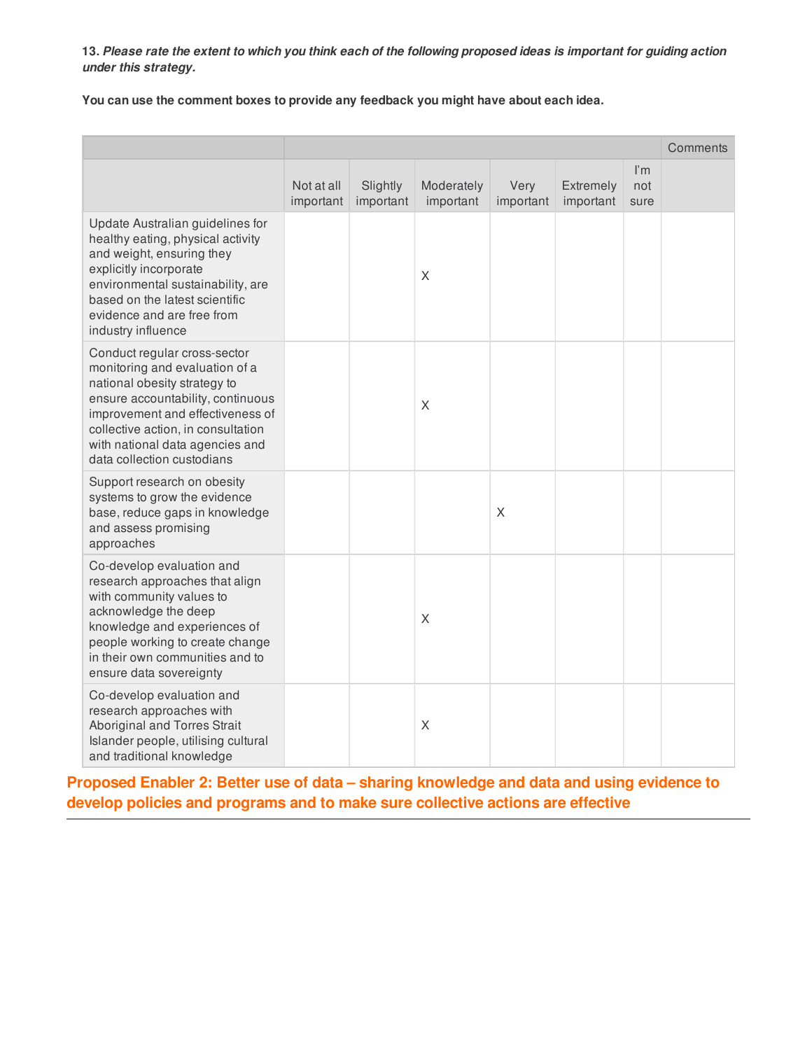**13.** ***Please rate the extent to which you think each of the following proposed ideas is important for guiding action under this strategy.***

**You can use the comment boxes to provide any feedback you might have about each idea.**

| | Not at all important | Slightly important | Moderately important | Very important | Extremely important | I'm not sure | Comments |
|---|---|---|---|---|---|---|---|
| Update Australian guidelines for healthy eating, physical activity and weight, ensuring they explicitly incorporate environmental sustainability, are based on the latest scientific evidence and are free from industry influence | | | X | | | | |
| Conduct regular cross-sector monitoring and evaluation of a national obesity strategy to ensure accountability, continuous improvement and effectiveness of collective action, in consultation with national data agencies and data collection custodians | | | X | | | | |
| Support research on obesity systems to grow the evidence base, reduce gaps in knowledge and assess promising approaches | | | | X | | | |
| Co-develop evaluation and research approaches that align with community values to acknowledge the deep knowledge and experiences of people working to create change in their own communities and to ensure data sovereignty | | | X | | | | |
| Co-develop evaluation and research approaches with Aboriginal and Torres Strait Islander people, utilising cultural and traditional knowledge | | | X | | | | |

## Proposed Enabler 2: Better use of data – sharing knowledge and data and using evidence to develop policies and programs and to make sure collective actions are effective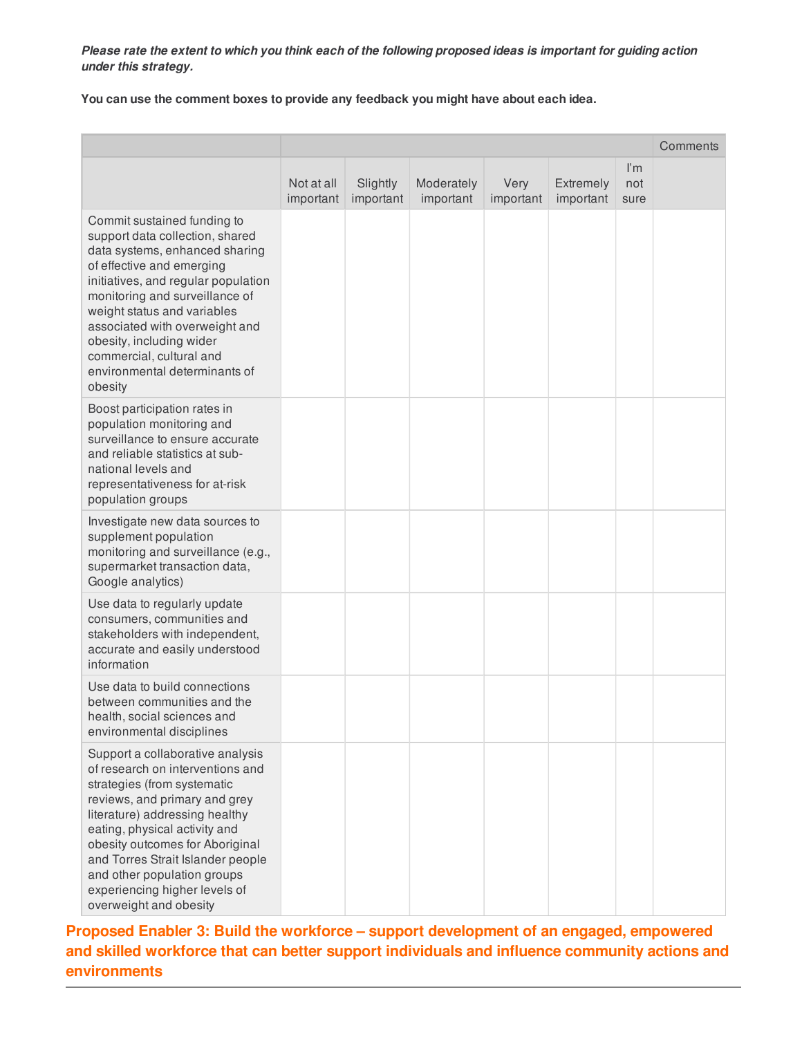***Please rate the extent to which you think each of the following proposed ideas is important for guiding action under this strategy.***

**You can use the comment boxes to provide any feedback you might have about each idea.**

| | | | | | | | Comments |
|---|---|---|---|---|---|---|---|
| | Not at all important | Slightly important | Moderately important | Very important | Extremely important | I'm not sure | |
| Commit sustained funding to support data collection, shared data systems, enhanced sharing of effective and emerging initiatives, and regular population monitoring and surveillance of weight status and variables associated with overweight and obesity, including wider commercial, cultural and environmental determinants of obesity | | | | | | | |
| Boost participation rates in population monitoring and surveillance to ensure accurate and reliable statistics at sub-national levels and representativeness for at-risk population groups | | | | | | | |
| Investigate new data sources to supplement population monitoring and surveillance (e.g., supermarket transaction data, Google analytics) | | | | | | | |
| Use data to regularly update consumers, communities and stakeholders with independent, accurate and easily understood information | | | | | | | |
| Use data to build connections between communities and the health, social sciences and environmental disciplines | | | | | | | |
| Support a collaborative analysis of research on interventions and strategies (from systematic reviews, and primary and grey literature) addressing healthy eating, physical activity and obesity outcomes for Aboriginal and Torres Strait Islander people and other population groups experiencing higher levels of overweight and obesity | | | | | | | |

## Proposed Enabler 3: Build the workforce – support development of an engaged, empowered and skilled workforce that can better support individuals and influence community actions and environments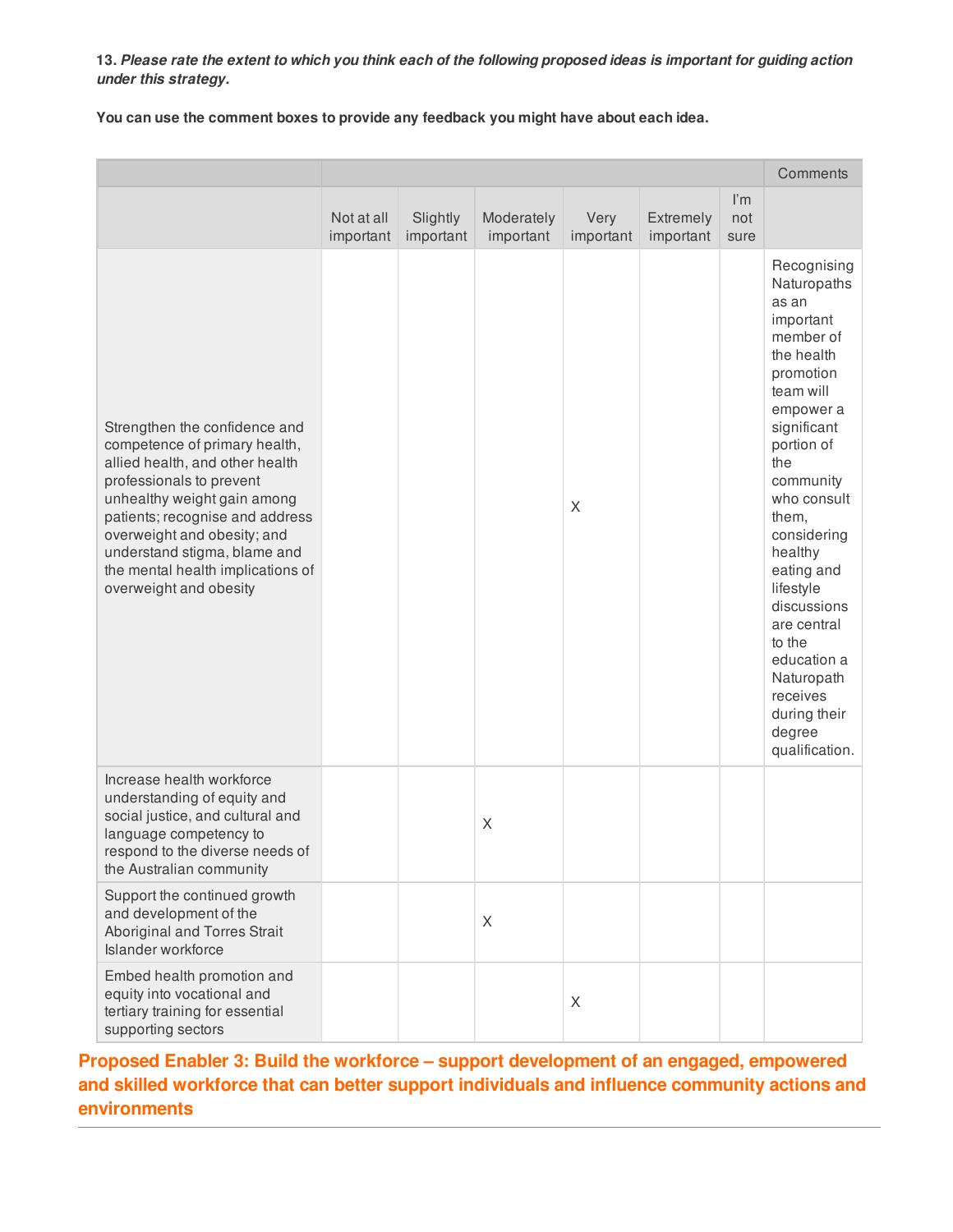**13. *Please rate the extent to which you think each of the following proposed ideas is important for guiding action under this strategy.***

**You can use the comment boxes to provide any feedback you might have about each idea.**

| | | | | | | | Comments |
|---|---|---|---|---|---|---|---|
| | Not at all important | Slightly important | Moderately important | Very important | Extremely important | I'm not sure | |
| Strengthen the confidence and competence of primary health, allied health, and other health professionals to prevent unhealthy weight gain among patients; recognise and address overweight and obesity; and understand stigma, blame and the mental health implications of overweight and obesity | | | | X | | | Recognising Naturopaths as an important member of the health promotion team will empower a significant portion of the community who consult them, considering healthy eating and lifestyle discussions are central to the education a Naturopath receives during their degree qualification. |
| Increase health workforce understanding of equity and social justice, and cultural and language competency to respond to the diverse needs of the Australian community | | | X | | | | |
| Support the continued growth and development of the Aboriginal and Torres Strait Islander workforce | | | X | | | | |
| Embed health promotion and equity into vocational and tertiary training for essential supporting sectors | | | | X | | | |

## Proposed Enabler 3: Build the workforce – support development of an engaged, empowered and skilled workforce that can better support individuals and influence community actions and environments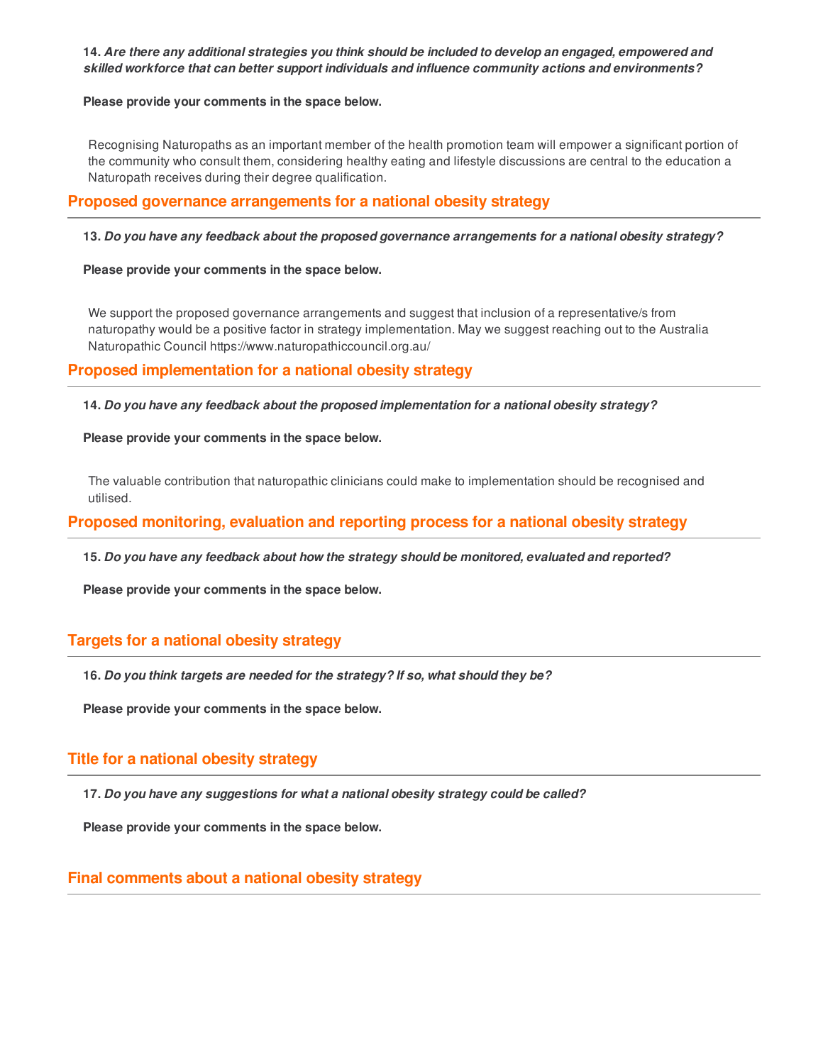**14.** ***Are there any additional strategies you think should be included to develop an engaged, empowered and skilled workforce that can better support individuals and influence community actions and environments?***

**Please provide your comments in the space below.**

Recognising Naturopaths as an important member of the health promotion team will empower a significant portion of the community who consult them, considering healthy eating and lifestyle discussions are central to the education a Naturopath receives during their degree qualification.

## Proposed governance arrangements for a national obesity strategy

**13.** ***Do you have any feedback about the proposed governance arrangements for a national obesity strategy?***

**Please provide your comments in the space below.**

We support the proposed governance arrangements and suggest that inclusion of a representative/s from naturopathy would be a positive factor in strategy implementation. May we suggest reaching out to the Australia Naturopathic Council https://www.naturopathiccouncil.org.au/

## Proposed implementation for a national obesity strategy

**14.** ***Do you have any feedback about the proposed implementation for a national obesity strategy?***

**Please provide your comments in the space below.**

The valuable contribution that naturopathic clinicians could make to implementation should be recognised and utilised.

## Proposed monitoring, evaluation and reporting process for a national obesity strategy

**15.** ***Do you have any feedback about how the strategy should be monitored, evaluated and reported?***

**Please provide your comments in the space below.**

## Targets for a national obesity strategy

**16.** ***Do you think targets are needed for the strategy? If so, what should they be?***

**Please provide your comments in the space below.**

## Title for a national obesity strategy

**17.** ***Do you have any suggestions for what a national obesity strategy could be called?***

**Please provide your comments in the space below.**

## Final comments about a national obesity strategy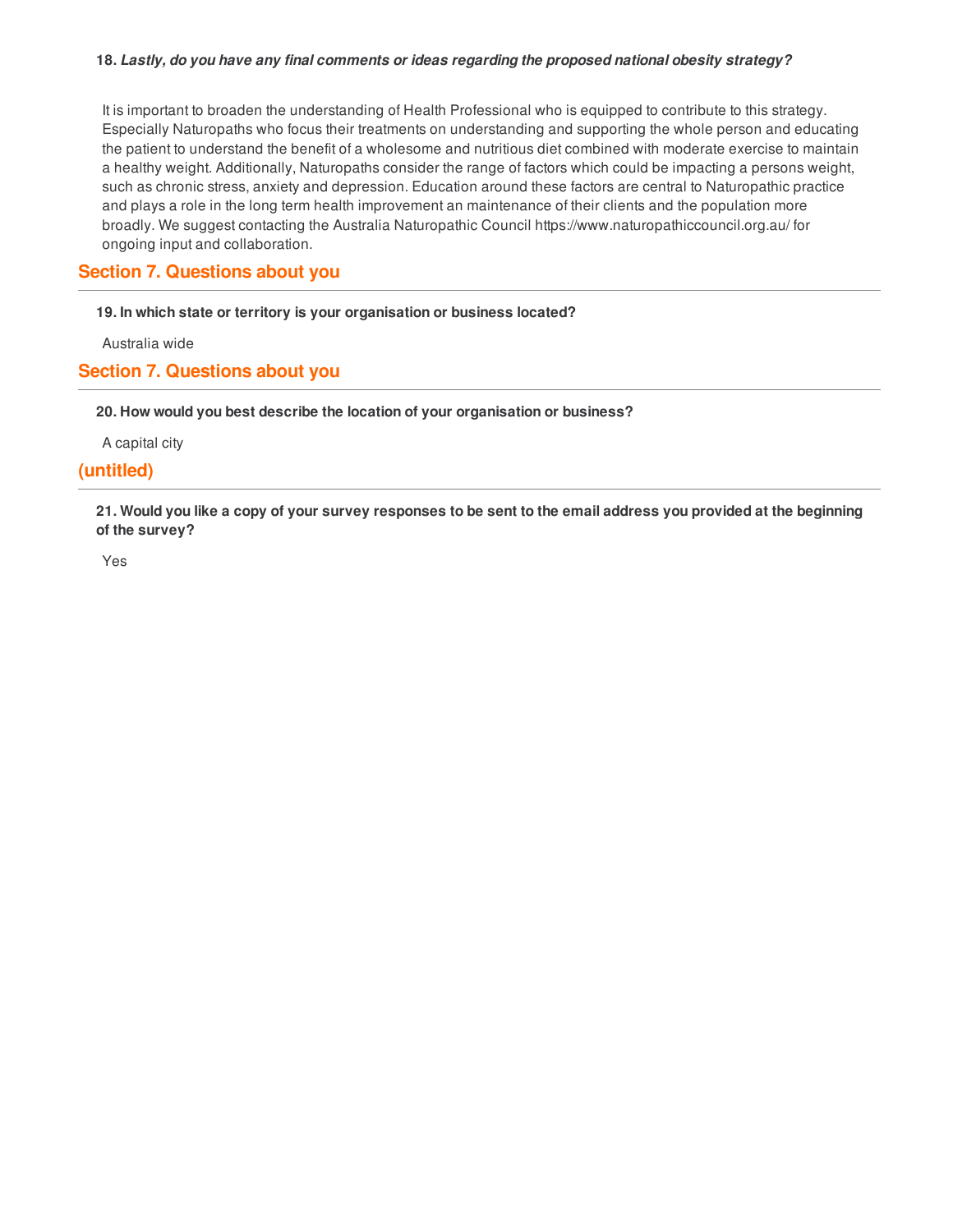**18.** ***Lastly, do you have any final comments or ideas regarding the proposed national obesity strategy?***

It is important to broaden the understanding of Health Professional who is equipped to contribute to this strategy. Especially Naturopaths who focus their treatments on understanding and supporting the whole person and educating the patient to understand the benefit of a wholesome and nutritious diet combined with moderate exercise to maintain a healthy weight. Additionally, Naturopaths consider the range of factors which could be impacting a persons weight, such as chronic stress, anxiety and depression. Education around these factors are central to Naturopathic practice and plays a role in the long term health improvement an maintenance of their clients and the population more broadly. We suggest contacting the Australia Naturopathic Council https://www.naturopathiccouncil.org.au/ for ongoing input and collaboration.

## Section 7. Questions about you

**19. In which state or territory is your organisation or business located?**

Australia wide

## Section 7. Questions about you

**20. How would you best describe the location of your organisation or business?**

A capital city

## (untitled)

**21. Would you like a copy of your survey responses to be sent to the email address you provided at the beginning of the survey?**

Yes